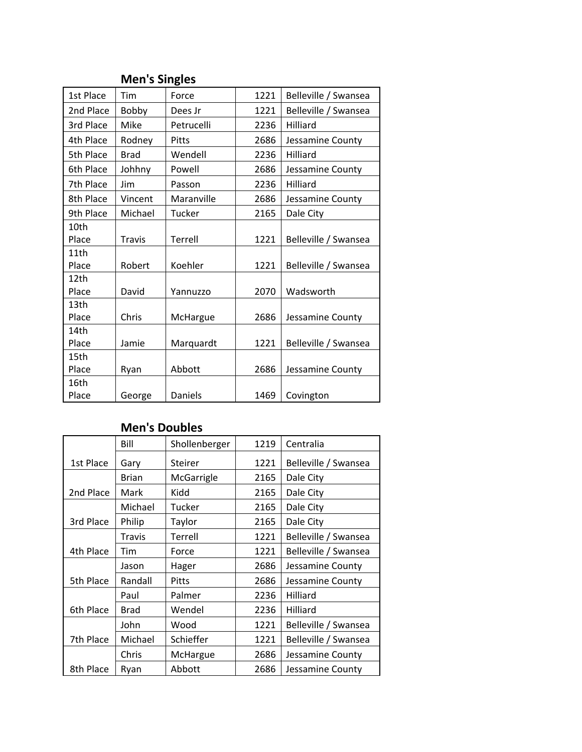## Men's Singles

| | | | | |
|---|---|---|---|---|
| 1st Place | Tim | Force | 1221 | Belleville / Swansea |
| 2nd Place | Bobby | Dees Jr | 1221 | Belleville / Swansea |
| 3rd Place | Mike | Petrucelli | 2236 | Hilliard |
| 4th Place | Rodney | Pitts | 2686 | Jessamine County |
| 5th Place | Brad | Wendell | 2236 | Hilliard |
| 6th Place | Johhny | Powell | 2686 | Jessamine County |
| 7th Place | Jim | Passon | 2236 | Hilliard |
| 8th Place | Vincent | Maranville | 2686 | Jessamine County |
| 9th Place | Michael | Tucker | 2165 | Dale City |
| 10th Place | Travis | Terrell | 1221 | Belleville / Swansea |
| 11th Place | Robert | Koehler | 1221 | Belleville / Swansea |
| 12th Place | David | Yannuzzo | 2070 | Wadsworth |
| 13th Place | Chris | McHargue | 2686 | Jessamine County |
| 14th Place | Jamie | Marquardt | 1221 | Belleville / Swansea |
| 15th Place | Ryan | Abbott | 2686 | Jessamine County |
| 16th Place | George | Daniels | 1469 | Covington |

## Men's Doubles

| | | | | |
|---|---|---|---|---|
| | Bill | Shollenberger | 1219 | Centralia |
| 1st Place | Gary | Steirer | 1221 | Belleville / Swansea |
| | Brian | McGarrigle | 2165 | Dale City |
| 2nd Place | Mark | Kidd | 2165 | Dale City |
| | Michael | Tucker | 2165 | Dale City |
| 3rd Place | Philip | Taylor | 2165 | Dale City |
| | Travis | Terrell | 1221 | Belleville / Swansea |
| 4th Place | Tim | Force | 1221 | Belleville / Swansea |
| | Jason | Hager | 2686 | Jessamine County |
| 5th Place | Randall | Pitts | 2686 | Jessamine County |
| | Paul | Palmer | 2236 | Hilliard |
| 6th Place | Brad | Wendel | 2236 | Hilliard |
| | John | Wood | 1221 | Belleville / Swansea |
| 7th Place | Michael | Schieffer | 1221 | Belleville / Swansea |
| | Chris | McHargue | 2686 | Jessamine County |
| 8th Place | Ryan | Abbott | 2686 | Jessamine County |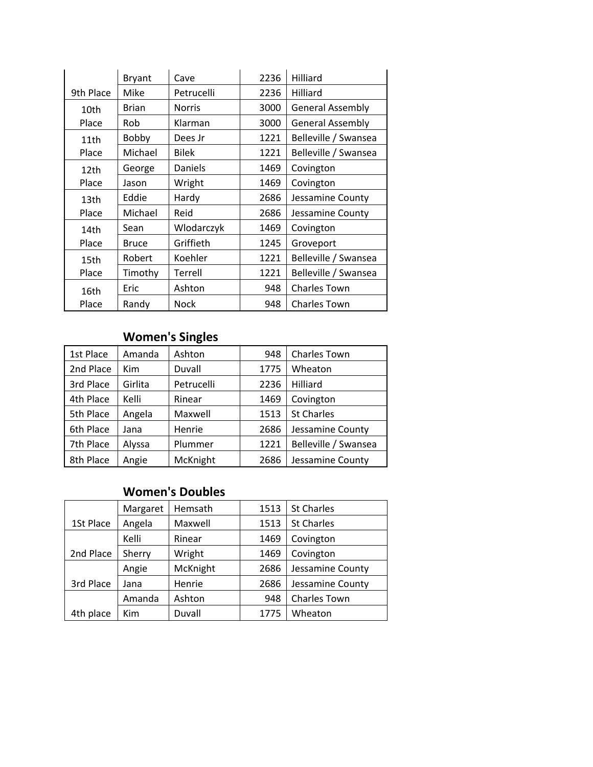| | | | | |
|---|---|---|---|---|
| | Bryant | Cave | 2236 | Hilliard |
| 9th Place | Mike | Petrucelli | 2236 | Hilliard |
| 10th Place | Brian | Norris | 3000 | General Assembly |
| | Rob | Klarman | 3000 | General Assembly |
| 11th Place | Bobby | Dees Jr | 1221 | Belleville / Swansea |
| | Michael | Bilek | 1221 | Belleville / Swansea |
| 12th Place | George | Daniels | 1469 | Covington |
| | Jason | Wright | 1469 | Covington |
| 13th Place | Eddie | Hardy | 2686 | Jessamine County |
| | Michael | Reid | 2686 | Jessamine County |
| 14th Place | Sean | Wlodarczyk | 1469 | Covington |
| | Bruce | Griffieth | 1245 | Groveport |
| 15th Place | Robert | Koehler | 1221 | Belleville / Swansea |
| | Timothy | Terrell | 1221 | Belleville / Swansea |
| 16th Place | Eric | Ashton | 948 | Charles Town |
| | Randy | Nock | 948 | Charles Town |

## Women's Singles

| | | | | |
|---|---|---|---|---|
| 1st Place | Amanda | Ashton | 948 | Charles Town |
| 2nd Place | Kim | Duvall | 1775 | Wheaton |
| 3rd Place | Girlita | Petrucelli | 2236 | Hilliard |
| 4th Place | Kelli | Rinear | 1469 | Covington |
| 5th Place | Angela | Maxwell | 1513 | St Charles |
| 6th Place | Jana | Henrie | 2686 | Jessamine County |
| 7th Place | Alyssa | Plummer | 1221 | Belleville / Swansea |
| 8th Place | Angie | McKnight | 2686 | Jessamine County |

## Women's Doubles

| | | | | |
|---|---|---|---|---|
| | Margaret | Hemsath | 1513 | St Charles |
| 1St Place | Angela | Maxwell | 1513 | St Charles |
| | Kelli | Rinear | 1469 | Covington |
| 2nd Place | Sherry | Wright | 1469 | Covington |
| | Angie | McKnight | 2686 | Jessamine County |
| 3rd Place | Jana | Henrie | 2686 | Jessamine County |
| | Amanda | Ashton | 948 | Charles Town |
| 4th place | Kim | Duvall | 1775 | Wheaton |